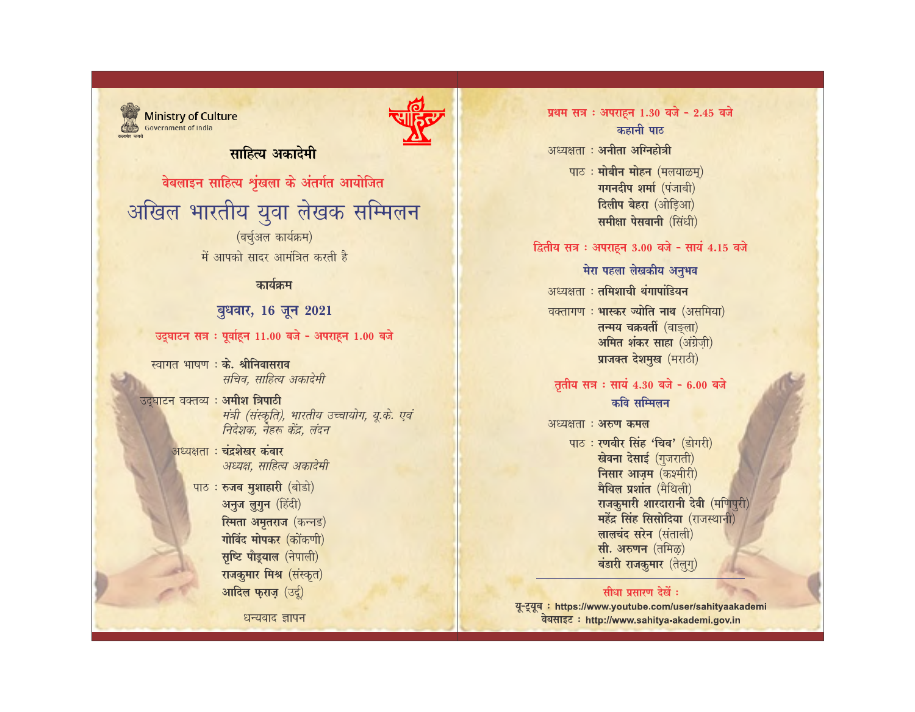Ministry of Culture
Government of India

## साहित्य अकादेमी

वेबलाइन साहित्य शृंखला के अंतर्गत आयोजित

# अखिल भारतीय युवा लेखक सम्मिलन

(वर्चुअल कार्यक्रम)

में आपको सादर आमंत्रित करती है

### कार्यक्रम

**बुधवार, 16 जून 2021**

**उद्घाटन सत्र : पूर्वाह्न 11.00 बजे - अपराह्न 1.00 बजे**

स्वागत भाषण : **के. श्रीनिवासराव**
*सचिव, साहित्य अकादेमी*

उद्घाटन वक्तव्य : **अमीश त्रिपाठी**
*मंत्री (संस्कृति), भारतीय उच्चायोग, यू.के. एवं निदेशक, नेहरू केंद्र, लंदन*

अध्यक्षता : **चंद्रशेखर कंबार**
*अध्यक्ष, साहित्य अकादेमी*

पाठ : **रुजब मुशाहारी** (बोडो)
**अनुज लुगुन** (हिंदी)
**स्मिता अमृतराज** (कन्नड)
**गोविंद मोपकर** (कोंकणी)
**सृष्टि पौड्याल** (नेपाली)
**राजकुमार मिश्र** (संस्कृत)
**आदिल फ़राज़** (उर्दू)

धन्यवाद ज्ञापन

**प्रथम सत्र : अपराह्न 1.30 बजे - 2.45 बजे**

**कहानी पाठ**

अध्यक्षता : **अनीता अग्निहोत्री**

पाठ : **मोबीन मोहन** (मलयाळम्)
**गगनदीप शर्मा** (पंजाबी)
**दिलीप बेहरा** (ओड़िआ)
**समीक्षा पेसवानी** (सिंधी)

**द्वितीय सत्र : अपराह्न 3.00 बजे - सायं 4.15 बजे**

**मेरा पहला लेखकीय अनुभव**

अध्यक्षता : **तमिशाची थंगापांडियन**

वक्तागण : **भास्कर ज्योति नाथ** (असमिया)
**तन्मय चक्रवर्ती** (बाङ्ला)
**अमित शंकर साहा** (अंग्रेज़ी)
**प्राजक्त देशमुख** (मराठी)

**तृतीय सत्र : सायं 4.30 बजे - 6.00 बजे**

**कवि सम्मिलन**

अध्यक्षता : **अरुण कमल**

पाठ : **रणबीर सिंह 'चिब'** (डोगरी)
**खेवना देसाई** (गुजराती)
**निसार आज़म** (कश्मीरी)
**मैथिल प्रशांत** (मैथिली)
**राजकुमारी शारदारानी देवी** (मणिपुरी)
**महेंद्र सिंह सिसोदिया** (राजस्थानी)
**लालचंद सरेन** (संताली)
**सी. अरुणन** (तमिऴ)
**बंडारी राजकुमार** (तेलुगु)

---

**सीधा प्रसारण देखें :**

यू-ट्यूब : https://www.youtube.com/user/sahityaakademi
वेबसाइट : http://www.sahitya-akademi.gov.in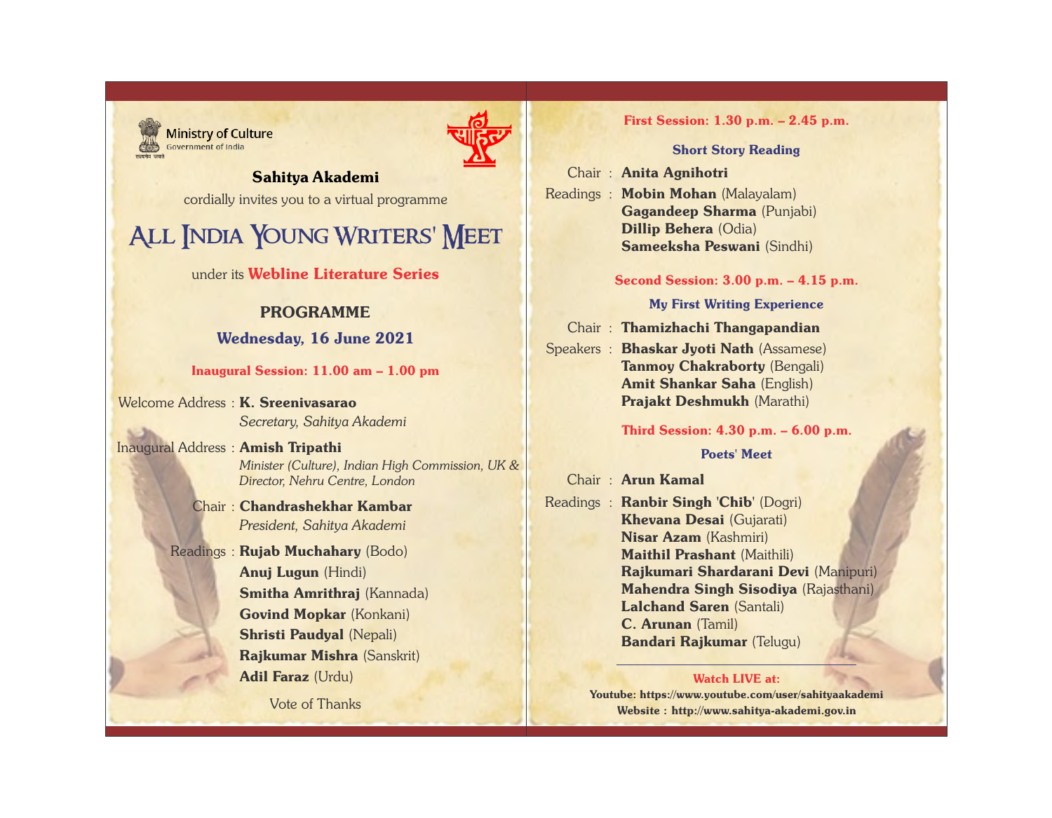Ministry of Culture
Government of India

**Sahitya Akademi**

cordially invites you to a virtual programme

# ALL INDIA YOUNG WRITERS' MEET

under its **Webline Literature Series**

## PROGRAMME

### Wednesday, 16 June 2021

**Inaugural Session: 11.00 am – 1.00 pm**

Welcome Address : **K. Sreenivasarao**
*Secretary, Sahitya Akademi*

Inaugural Address : **Amish Tripathi**
*Minister (Culture), Indian High Commission, UK & Director, Nehru Centre, London*

Chair : **Chandrashekhar Kambar**
*President, Sahitya Akademi*

Readings : **Rujab Muchahary** (Bodo)
**Anuj Lugun** (Hindi)
**Smitha Amrithraj** (Kannada)
**Govind Mopkar** (Konkani)
**Shristi Paudyal** (Nepali)
**Rajkumar Mishra** (Sanskrit)
**Adil Faraz** (Urdu)

Vote of Thanks

**First Session: 1.30 p.m. – 2.45 p.m.**

**Short Story Reading**

Chair : **Anita Agnihotri**

Readings : **Mobin Mohan** (Malayalam)
**Gagandeep Sharma** (Punjabi)
**Dillip Behera** (Odia)
**Sameeksha Peswani** (Sindhi)

**Second Session: 3.00 p.m. – 4.15 p.m.**

**My First Writing Experience**

Chair : **Thamizhachi Thangapandian**

Speakers : **Bhaskar Jyoti Nath** (Assamese)
**Tanmoy Chakraborty** (Bengali)
**Amit Shankar Saha** (English)
**Prajakt Deshmukh** (Marathi)

**Third Session: 4.30 p.m. – 6.00 p.m.**

**Poets' Meet**

Chair : **Arun Kamal**

Readings : **Ranbir Singh 'Chib'** (Dogri)
**Khevana Desai** (Gujarati)
**Nisar Azam** (Kashmiri)
**Maithil Prashant** (Maithili)
**Rajkumari Shardarani Devi** (Manipuri)
**Mahendra Singh Sisodiya** (Rajasthani)
**Lalchand Saren** (Santali)
**C. Arunan** (Tamil)
**Bandari Rajkumar** (Telugu)

---

**Watch LIVE at:**

**Youtube: https://www.youtube.com/user/sahityaakademi**

**Website : http://www.sahitya-akademi.gov.in**